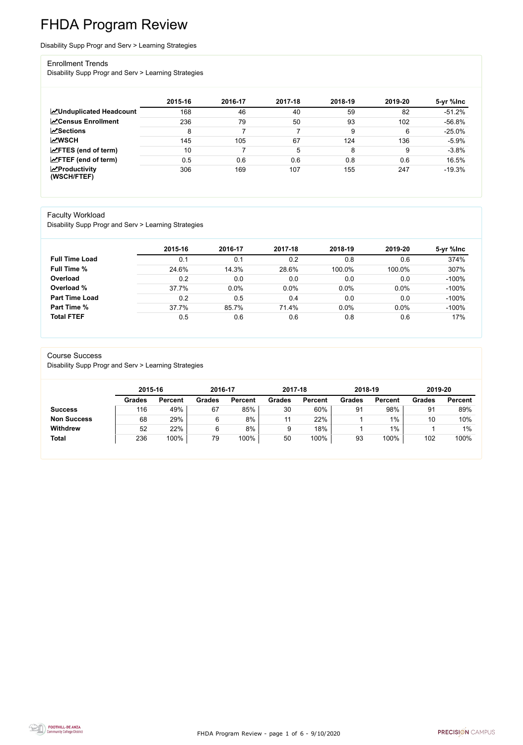# FHDA Program Review

Disability Supp Progr and Serv > Learning Strategies

## Enrollment Trends

Disability Supp Progr and Serv > Learning Strategies

| | 2015-16 | 2016-17 | 2017-18 | 2018-19 | 2019-20 | 5-yr %Inc |
|---|---|---|---|---|---|---|
| **Unduplicated Headcount** | 168 | 46 | 40 | 59 | 82 | -51.2% |
| **Census Enrollment** | 236 | 79 | 50 | 93 | 102 | -56.8% |
| **Sections** | 8 | 7 | 7 | 9 | 6 | -25.0% |
| **WSCH** | 145 | 105 | 67 | 124 | 136 | -5.9% |
| **FTES (end of term)** | 10 | 7 | 5 | 8 | 9 | -3.8% |
| **FTEF (end of term)** | 0.5 | 0.6 | 0.6 | 0.8 | 0.6 | 16.5% |
| **Productivity (WSCH/FTEF)** | 306 | 169 | 107 | 155 | 247 | -19.3% |

## Faculty Workload

Disability Supp Progr and Serv > Learning Strategies

| | 2015-16 | 2016-17 | 2017-18 | 2018-19 | 2019-20 | 5-yr %Inc |
|---|---|---|---|---|---|---|
| **Full Time Load** | 0.1 | 0.1 | 0.2 | 0.8 | 0.6 | 374% |
| **Full Time %** | 24.6% | 14.3% | 28.6% | 100.0% | 100.0% | 307% |
| **Overload** | 0.2 | 0.0 | 0.0 | 0.0 | 0.0 | -100% |
| **Overload %** | 37.7% | 0.0% | 0.0% | 0.0% | 0.0% | -100% |
| **Part Time Load** | 0.2 | 0.5 | 0.4 | 0.0 | 0.0 | -100% |
| **Part Time %** | 37.7% | 85.7% | 71.4% | 0.0% | 0.0% | -100% |
| **Total FTEF** | 0.5 | 0.6 | 0.6 | 0.8 | 0.6 | 17% |

## Course Success

Disability Supp Progr and Serv > Learning Strategies

| | 2015-16 | | 2016-17 | | 2017-18 | | 2018-19 | | 2019-20 | |
|---|---|---|---|---|---|---|---|---|---|---|
| | **Grades** | **Percent** | **Grades** | **Percent** | **Grades** | **Percent** | **Grades** | **Percent** | **Grades** | **Percent** |
| **Success** | 116 | 49% | 67 | 85% | 30 | 60% | 91 | 98% | 91 | 89% |
| **Non Success** | 68 | 29% | 6 | 8% | 11 | 22% | 1 | 1% | 10 | 10% |
| **Withdrew** | 52 | 22% | 6 | 8% | 9 | 18% | 1 | 1% | 1 | 1% |
| **Total** | 236 | 100% | 79 | 100% | 50 | 100% | 93 | 100% | 102 | 100% |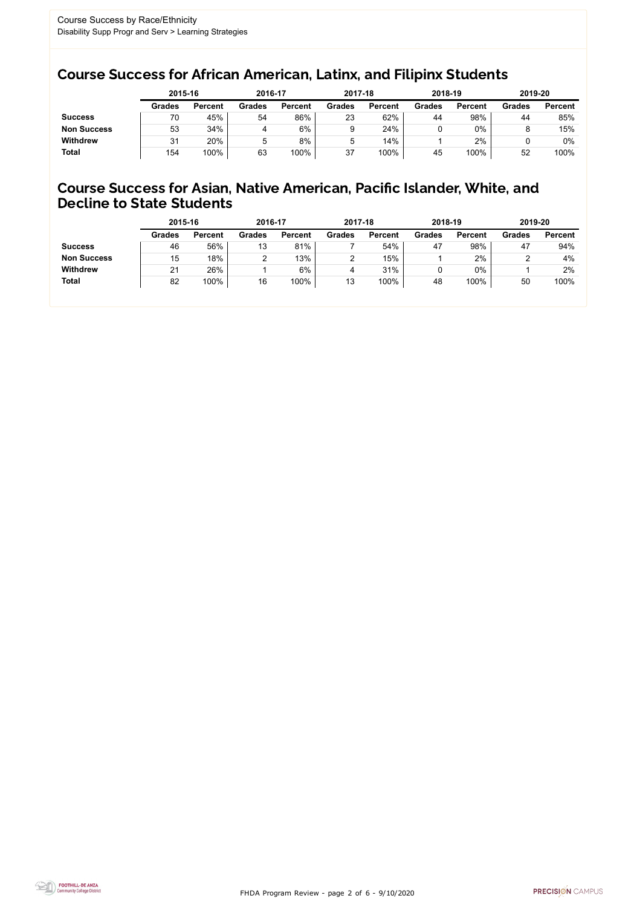Course Success by Race/Ethnicity
Disability Supp Progr and Serv > Learning Strategies

## Course Success for African American, Latinx, and Filipinx Students

| | 2015-16 | | 2016-17 | | 2017-18 | | 2018-19 | | 2019-20 | |
|---|---|---|---|---|---|---|---|---|---|---|
| | Grades | Percent | Grades | Percent | Grades | Percent | Grades | Percent | Grades | Percent |
| **Success** | 70 | 45% | 54 | 86% | 23 | 62% | 44 | 98% | 44 | 85% |
| **Non Success** | 53 | 34% | 4 | 6% | 9 | 24% | 0 | 0% | 8 | 15% |
| **Withdrew** | 31 | 20% | 5 | 8% | 5 | 14% | 1 | 2% | 0 | 0% |
| **Total** | 154 | 100% | 63 | 100% | 37 | 100% | 45 | 100% | 52 | 100% |

## Course Success for Asian, Native American, Pacific Islander, White, and Decline to State Students

| | 2015-16 | | 2016-17 | | 2017-18 | | 2018-19 | | 2019-20 | |
|---|---|---|---|---|---|---|---|---|---|---|
| | Grades | Percent | Grades | Percent | Grades | Percent | Grades | Percent | Grades | Percent |
| **Success** | 46 | 56% | 13 | 81% | 7 | 54% | 47 | 98% | 47 | 94% |
| **Non Success** | 15 | 18% | 2 | 13% | 2 | 15% | 1 | 2% | 2 | 4% |
| **Withdrew** | 21 | 26% | 1 | 6% | 4 | 31% | 0 | 0% | 1 | 2% |
| **Total** | 82 | 100% | 16 | 100% | 13 | 100% | 48 | 100% | 50 | 100% |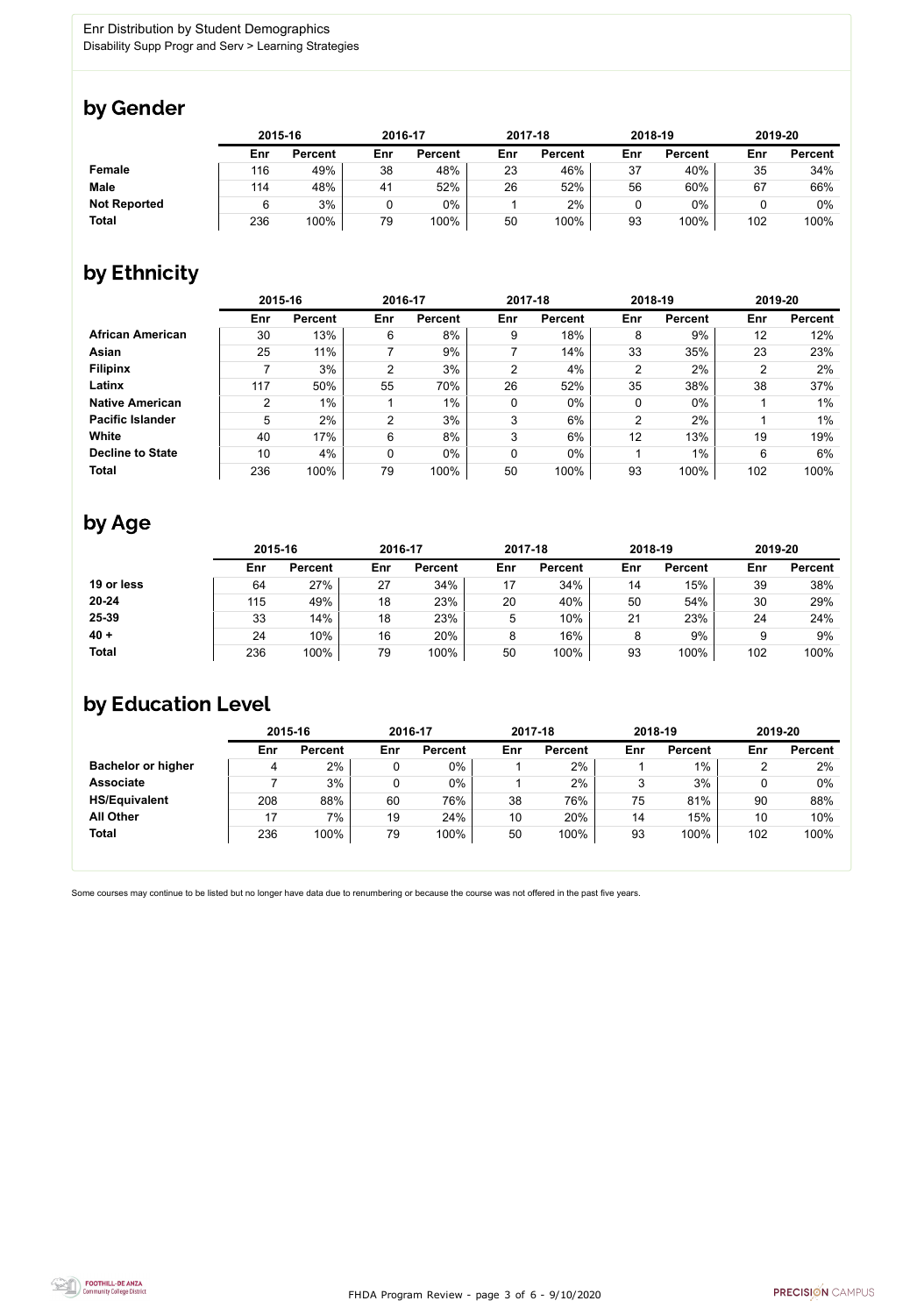Enr Distribution by Student Demographics
Disability Supp Progr and Serv > Learning Strategies

## by Gender

| | 2015-16 | | 2016-17 | | 2017-18 | | 2018-19 | | 2019-20 | |
|---|---|---|---|---|---|---|---|---|---|---|
| | Enr | Percent | Enr | Percent | Enr | Percent | Enr | Percent | Enr | Percent |
| **Female** | 116 | 49% | 38 | 48% | 23 | 46% | 37 | 40% | 35 | 34% |
| **Male** | 114 | 48% | 41 | 52% | 26 | 52% | 56 | 60% | 67 | 66% |
| **Not Reported** | 6 | 3% | 0 | 0% | 1 | 2% | 0 | 0% | 0 | 0% |
| **Total** | 236 | 100% | 79 | 100% | 50 | 100% | 93 | 100% | 102 | 100% |

## by Ethnicity

| | 2015-16 | | 2016-17 | | 2017-18 | | 2018-19 | | 2019-20 | |
|---|---|---|---|---|---|---|---|---|---|---|
| | Enr | Percent | Enr | Percent | Enr | Percent | Enr | Percent | Enr | Percent |
| **African American** | 30 | 13% | 6 | 8% | 9 | 18% | 8 | 9% | 12 | 12% |
| **Asian** | 25 | 11% | 7 | 9% | 7 | 14% | 33 | 35% | 23 | 23% |
| **Filipinx** | 7 | 3% | 2 | 3% | 2 | 4% | 2 | 2% | 2 | 2% |
| **Latinx** | 117 | 50% | 55 | 70% | 26 | 52% | 35 | 38% | 38 | 37% |
| **Native American** | 2 | 1% | 1 | 1% | 0 | 0% | 0 | 0% | 1 | 1% |
| **Pacific Islander** | 5 | 2% | 2 | 3% | 3 | 6% | 2 | 2% | 1 | 1% |
| **White** | 40 | 17% | 6 | 8% | 3 | 6% | 12 | 13% | 19 | 19% |
| **Decline to State** | 10 | 4% | 0 | 0% | 0 | 0% | 1 | 1% | 6 | 6% |
| **Total** | 236 | 100% | 79 | 100% | 50 | 100% | 93 | 100% | 102 | 100% |

## by Age

| | 2015-16 | | 2016-17 | | 2017-18 | | 2018-19 | | 2019-20 | |
|---|---|---|---|---|---|---|---|---|---|---|
| | Enr | Percent | Enr | Percent | Enr | Percent | Enr | Percent | Enr | Percent |
| **19 or less** | 64 | 27% | 27 | 34% | 17 | 34% | 14 | 15% | 39 | 38% |
| **20-24** | 115 | 49% | 18 | 23% | 20 | 40% | 50 | 54% | 30 | 29% |
| **25-39** | 33 | 14% | 18 | 23% | 5 | 10% | 21 | 23% | 24 | 24% |
| **40 +** | 24 | 10% | 16 | 20% | 8 | 16% | 8 | 9% | 9 | 9% |
| **Total** | 236 | 100% | 79 | 100% | 50 | 100% | 93 | 100% | 102 | 100% |

## by Education Level

| | 2015-16 | | 2016-17 | | 2017-18 | | 2018-19 | | 2019-20 | |
|---|---|---|---|---|---|---|---|---|---|---|
| | Enr | Percent | Enr | Percent | Enr | Percent | Enr | Percent | Enr | Percent |
| **Bachelor or higher** | 4 | 2% | 0 | 0% | 1 | 2% | 1 | 1% | 2 | 2% |
| **Associate** | 7 | 3% | 0 | 0% | 1 | 2% | 3 | 3% | 0 | 0% |
| **HS/Equivalent** | 208 | 88% | 60 | 76% | 38 | 76% | 75 | 81% | 90 | 88% |
| **All Other** | 17 | 7% | 19 | 24% | 10 | 20% | 14 | 15% | 10 | 10% |
| **Total** | 236 | 100% | 79 | 100% | 50 | 100% | 93 | 100% | 102 | 100% |

Some courses may continue to be listed but no longer have data due to renumbering or because the course was not offered in the past five years.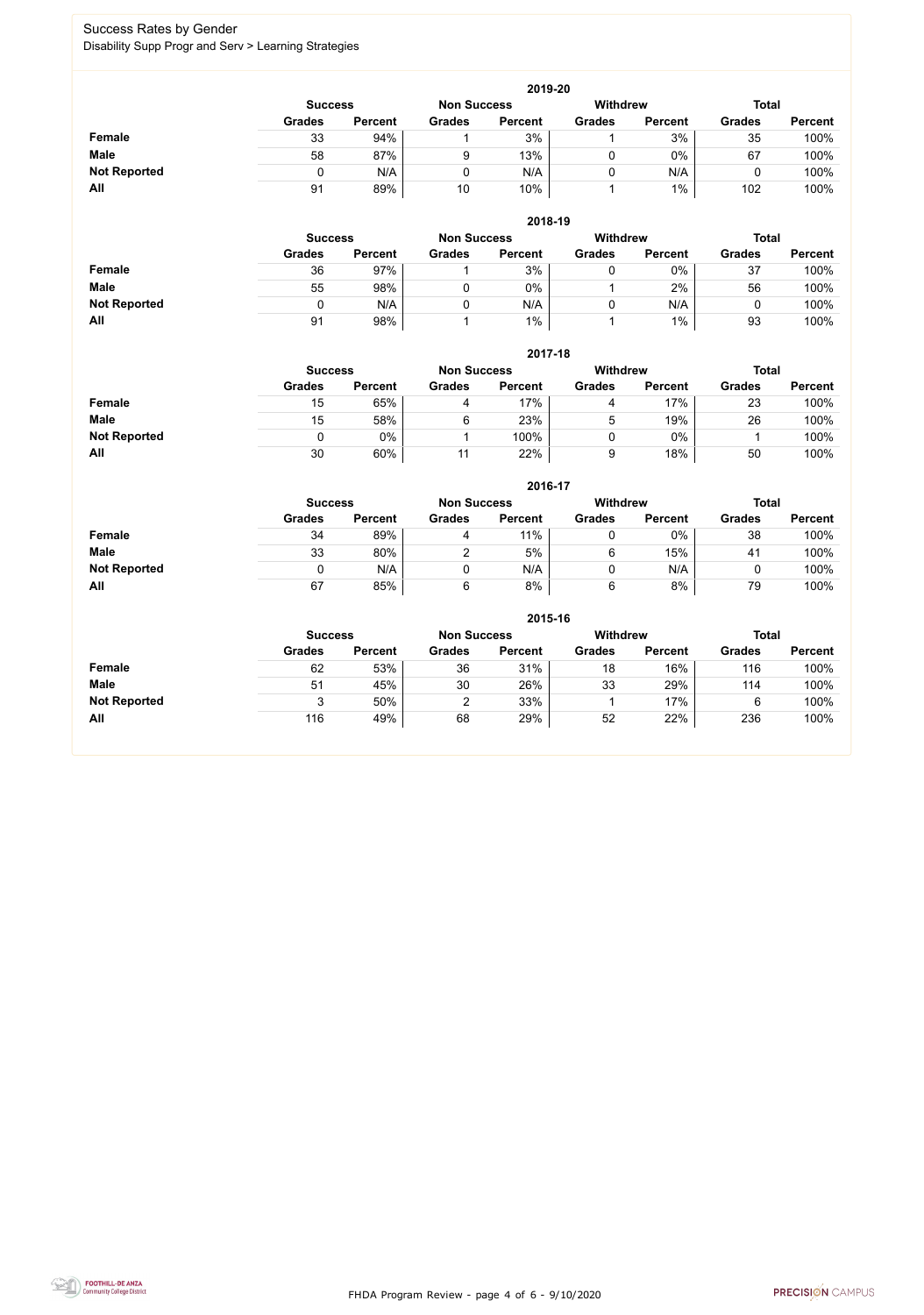# Success Rates by Gender

Disability Supp Progr and Serv > Learning Strategies

### 2019-20

| | Success | | Non Success | | Withdrew | | Total | |
|---|---|---|---|---|---|---|---|---|
| | Grades | Percent | Grades | Percent | Grades | Percent | Grades | Percent |
| **Female** | 33 | 94% | 1 | 3% | 1 | 3% | 35 | 100% |
| **Male** | 58 | 87% | 9 | 13% | 0 | 0% | 67 | 100% |
| **Not Reported** | 0 | N/A | 0 | N/A | 0 | N/A | 0 | 100% |
| **All** | 91 | 89% | 10 | 10% | 1 | 1% | 102 | 100% |

### 2018-19

| | Success | | Non Success | | Withdrew | | Total | |
|---|---|---|---|---|---|---|---|---|
| | Grades | Percent | Grades | Percent | Grades | Percent | Grades | Percent |
| **Female** | 36 | 97% | 1 | 3% | 0 | 0% | 37 | 100% |
| **Male** | 55 | 98% | 0 | 0% | 1 | 2% | 56 | 100% |
| **Not Reported** | 0 | N/A | 0 | N/A | 0 | N/A | 0 | 100% |
| **All** | 91 | 98% | 1 | 1% | 1 | 1% | 93 | 100% |

### 2017-18

| | Success | | Non Success | | Withdrew | | Total | |
|---|---|---|---|---|---|---|---|---|
| | Grades | Percent | Grades | Percent | Grades | Percent | Grades | Percent |
| **Female** | 15 | 65% | 4 | 17% | 4 | 17% | 23 | 100% |
| **Male** | 15 | 58% | 6 | 23% | 5 | 19% | 26 | 100% |
| **Not Reported** | 0 | 0% | 1 | 100% | 0 | 0% | 1 | 100% |
| **All** | 30 | 60% | 11 | 22% | 9 | 18% | 50 | 100% |

### 2016-17

| | Success | | Non Success | | Withdrew | | Total | |
|---|---|---|---|---|---|---|---|---|
| | Grades | Percent | Grades | Percent | Grades | Percent | Grades | Percent |
| **Female** | 34 | 89% | 4 | 11% | 0 | 0% | 38 | 100% |
| **Male** | 33 | 80% | 2 | 5% | 6 | 15% | 41 | 100% |
| **Not Reported** | 0 | N/A | 0 | N/A | 0 | N/A | 0 | 100% |
| **All** | 67 | 85% | 6 | 8% | 6 | 8% | 79 | 100% |

### 2015-16

| | Success | | Non Success | | Withdrew | | Total | |
|---|---|---|---|---|---|---|---|---|
| | Grades | Percent | Grades | Percent | Grades | Percent | Grades | Percent |
| **Female** | 62 | 53% | 36 | 31% | 18 | 16% | 116 | 100% |
| **Male** | 51 | 45% | 30 | 26% | 33 | 29% | 114 | 100% |
| **Not Reported** | 3 | 50% | 2 | 33% | 1 | 17% | 6 | 100% |
| **All** | 116 | 49% | 68 | 29% | 52 | 22% | 236 | 100% |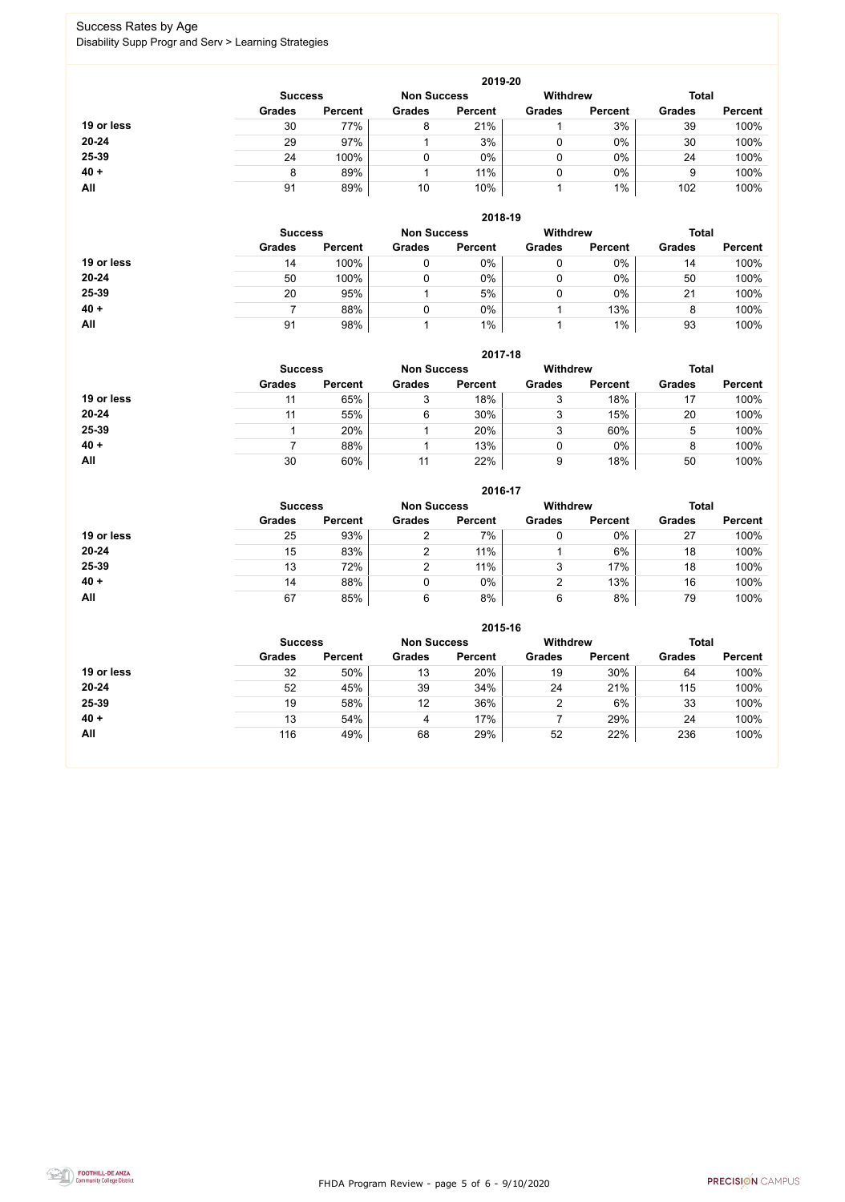# Success Rates by Age

Disability Supp Progr and Serv > Learning Strategies

## 2019-20

| | Success | | Non Success | | Withdrew | | Total | |
|---|---|---|---|---|---|---|---|---|
| | Grades | Percent | Grades | Percent | Grades | Percent | Grades | Percent |
| 19 or less | 30 | 77% | 8 | 21% | 1 | 3% | 39 | 100% |
| 20-24 | 29 | 97% | 1 | 3% | 0 | 0% | 30 | 100% |
| 25-39 | 24 | 100% | 0 | 0% | 0 | 0% | 24 | 100% |
| 40 + | 8 | 89% | 1 | 11% | 0 | 0% | 9 | 100% |
| All | 91 | 89% | 10 | 10% | 1 | 1% | 102 | 100% |

## 2018-19

| | Success | | Non Success | | Withdrew | | Total | |
|---|---|---|---|---|---|---|---|---|
| | Grades | Percent | Grades | Percent | Grades | Percent | Grades | Percent |
| 19 or less | 14 | 100% | 0 | 0% | 0 | 0% | 14 | 100% |
| 20-24 | 50 | 100% | 0 | 0% | 0 | 0% | 50 | 100% |
| 25-39 | 20 | 95% | 1 | 5% | 0 | 0% | 21 | 100% |
| 40 + | 7 | 88% | 0 | 0% | 1 | 13% | 8 | 100% |
| All | 91 | 98% | 1 | 1% | 1 | 1% | 93 | 100% |

## 2017-18

| | Success | | Non Success | | Withdrew | | Total | |
|---|---|---|---|---|---|---|---|---|
| | Grades | Percent | Grades | Percent | Grades | Percent | Grades | Percent |
| 19 or less | 11 | 65% | 3 | 18% | 3 | 18% | 17 | 100% |
| 20-24 | 11 | 55% | 6 | 30% | 3 | 15% | 20 | 100% |
| 25-39 | 1 | 20% | 1 | 20% | 3 | 60% | 5 | 100% |
| 40 + | 7 | 88% | 1 | 13% | 0 | 0% | 8 | 100% |
| All | 30 | 60% | 11 | 22% | 9 | 18% | 50 | 100% |

## 2016-17

| | Success | | Non Success | | Withdrew | | Total | |
|---|---|---|---|---|---|---|---|---|
| | Grades | Percent | Grades | Percent | Grades | Percent | Grades | Percent |
| 19 or less | 25 | 93% | 2 | 7% | 0 | 0% | 27 | 100% |
| 20-24 | 15 | 83% | 2 | 11% | 1 | 6% | 18 | 100% |
| 25-39 | 13 | 72% | 2 | 11% | 3 | 17% | 18 | 100% |
| 40 + | 14 | 88% | 0 | 0% | 2 | 13% | 16 | 100% |
| All | 67 | 85% | 6 | 8% | 6 | 8% | 79 | 100% |

## 2015-16

| | Success | | Non Success | | Withdrew | | Total | |
|---|---|---|---|---|---|---|---|---|
| | Grades | Percent | Grades | Percent | Grades | Percent | Grades | Percent |
| 19 or less | 32 | 50% | 13 | 20% | 19 | 30% | 64 | 100% |
| 20-24 | 52 | 45% | 39 | 34% | 24 | 21% | 115 | 100% |
| 25-39 | 19 | 58% | 12 | 36% | 2 | 6% | 33 | 100% |
| 40 + | 13 | 54% | 4 | 17% | 7 | 29% | 24 | 100% |
| All | 116 | 49% | 68 | 29% | 52 | 22% | 236 | 100% |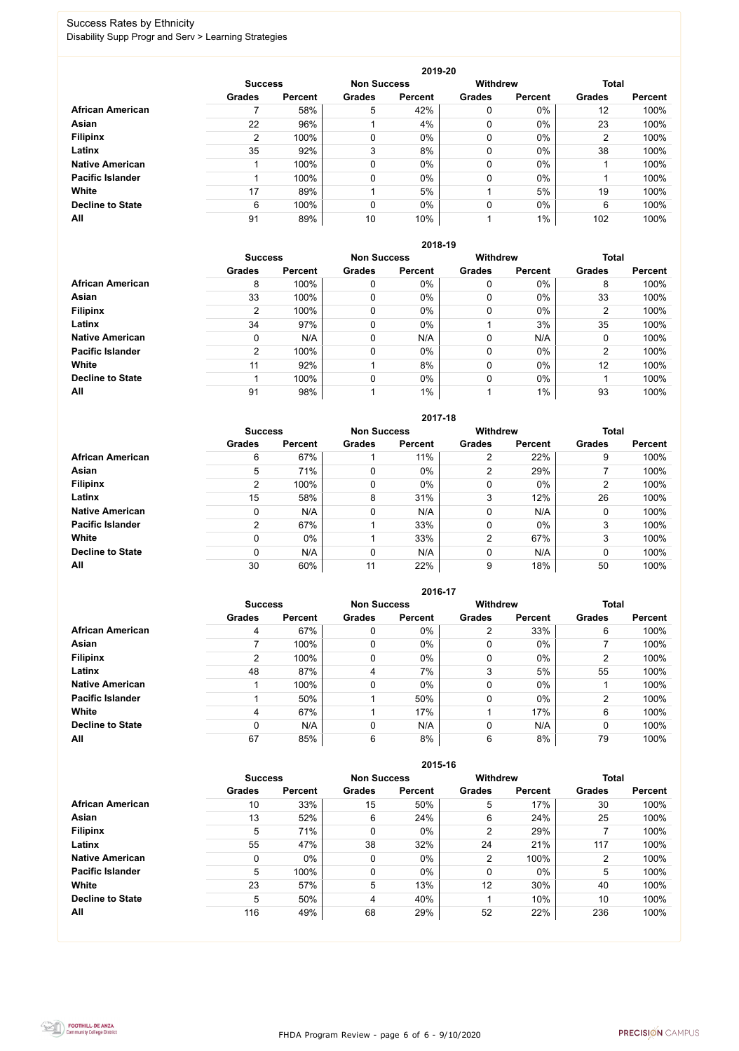# Success Rates by Ethnicity

Disability Supp Progr and Serv > Learning Strategies

## 2019-20

| | Success | | Non Success | | Withdrew | | Total | |
|---|---|---|---|---|---|---|---|---|
| | Grades | Percent | Grades | Percent | Grades | Percent | Grades | Percent |
| **African American** | 7 | 58% | 5 | 42% | 0 | 0% | 12 | 100% |
| **Asian** | 22 | 96% | 1 | 4% | 0 | 0% | 23 | 100% |
| **Filipinx** | 2 | 100% | 0 | 0% | 0 | 0% | 2 | 100% |
| **Latinx** | 35 | 92% | 3 | 8% | 0 | 0% | 38 | 100% |
| **Native American** | 1 | 100% | 0 | 0% | 0 | 0% | 1 | 100% |
| **Pacific Islander** | 1 | 100% | 0 | 0% | 0 | 0% | 1 | 100% |
| **White** | 17 | 89% | 1 | 5% | 1 | 5% | 19 | 100% |
| **Decline to State** | 6 | 100% | 0 | 0% | 0 | 0% | 6 | 100% |
| **All** | 91 | 89% | 10 | 10% | 1 | 1% | 102 | 100% |

## 2018-19

| | Success | | Non Success | | Withdrew | | Total | |
|---|---|---|---|---|---|---|---|---|
| | Grades | Percent | Grades | Percent | Grades | Percent | Grades | Percent |
| **African American** | 8 | 100% | 0 | 0% | 0 | 0% | 8 | 100% |
| **Asian** | 33 | 100% | 0 | 0% | 0 | 0% | 33 | 100% |
| **Filipinx** | 2 | 100% | 0 | 0% | 0 | 0% | 2 | 100% |
| **Latinx** | 34 | 97% | 0 | 0% | 1 | 3% | 35 | 100% |
| **Native American** | 0 | N/A | 0 | N/A | 0 | N/A | 0 | 100% |
| **Pacific Islander** | 2 | 100% | 0 | 0% | 0 | 0% | 2 | 100% |
| **White** | 11 | 92% | 1 | 8% | 0 | 0% | 12 | 100% |
| **Decline to State** | 1 | 100% | 0 | 0% | 0 | 0% | 1 | 100% |
| **All** | 91 | 98% | 1 | 1% | 1 | 1% | 93 | 100% |

## 2017-18

| | Success | | Non Success | | Withdrew | | Total | |
|---|---|---|---|---|---|---|---|---|
| | Grades | Percent | Grades | Percent | Grades | Percent | Grades | Percent |
| **African American** | 6 | 67% | 1 | 11% | 2 | 22% | 9 | 100% |
| **Asian** | 5 | 71% | 0 | 0% | 2 | 29% | 7 | 100% |
| **Filipinx** | 2 | 100% | 0 | 0% | 0 | 0% | 2 | 100% |
| **Latinx** | 15 | 58% | 8 | 31% | 3 | 12% | 26 | 100% |
| **Native American** | 0 | N/A | 0 | N/A | 0 | N/A | 0 | 100% |
| **Pacific Islander** | 2 | 67% | 1 | 33% | 0 | 0% | 3 | 100% |
| **White** | 0 | 0% | 1 | 33% | 2 | 67% | 3 | 100% |
| **Decline to State** | 0 | N/A | 0 | N/A | 0 | N/A | 0 | 100% |
| **All** | 30 | 60% | 11 | 22% | 9 | 18% | 50 | 100% |

## 2016-17

| | Success | | Non Success | | Withdrew | | Total | |
|---|---|---|---|---|---|---|---|---|
| | Grades | Percent | Grades | Percent | Grades | Percent | Grades | Percent |
| **African American** | 4 | 67% | 0 | 0% | 2 | 33% | 6 | 100% |
| **Asian** | 7 | 100% | 0 | 0% | 0 | 0% | 7 | 100% |
| **Filipinx** | 2 | 100% | 0 | 0% | 0 | 0% | 2 | 100% |
| **Latinx** | 48 | 87% | 4 | 7% | 3 | 5% | 55 | 100% |
| **Native American** | 1 | 100% | 0 | 0% | 0 | 0% | 1 | 100% |
| **Pacific Islander** | 1 | 50% | 1 | 50% | 0 | 0% | 2 | 100% |
| **White** | 4 | 67% | 1 | 17% | 1 | 17% | 6 | 100% |
| **Decline to State** | 0 | N/A | 0 | N/A | 0 | N/A | 0 | 100% |
| **All** | 67 | 85% | 6 | 8% | 6 | 8% | 79 | 100% |

## 2015-16

| | Success | | Non Success | | Withdrew | | Total | |
|---|---|---|---|---|---|---|---|---|
| | Grades | Percent | Grades | Percent | Grades | Percent | Grades | Percent |
| **African American** | 10 | 33% | 15 | 50% | 5 | 17% | 30 | 100% |
| **Asian** | 13 | 52% | 6 | 24% | 6 | 24% | 25 | 100% |
| **Filipinx** | 5 | 71% | 0 | 0% | 2 | 29% | 7 | 100% |
| **Latinx** | 55 | 47% | 38 | 32% | 24 | 21% | 117 | 100% |
| **Native American** | 0 | 0% | 0 | 0% | 2 | 100% | 2 | 100% |
| **Pacific Islander** | 5 | 100% | 0 | 0% | 0 | 0% | 5 | 100% |
| **White** | 23 | 57% | 5 | 13% | 12 | 30% | 40 | 100% |
| **Decline to State** | 5 | 50% | 4 | 40% | 1 | 10% | 10 | 100% |
| **All** | 116 | 49% | 68 | 29% | 52 | 22% | 236 | 100% |